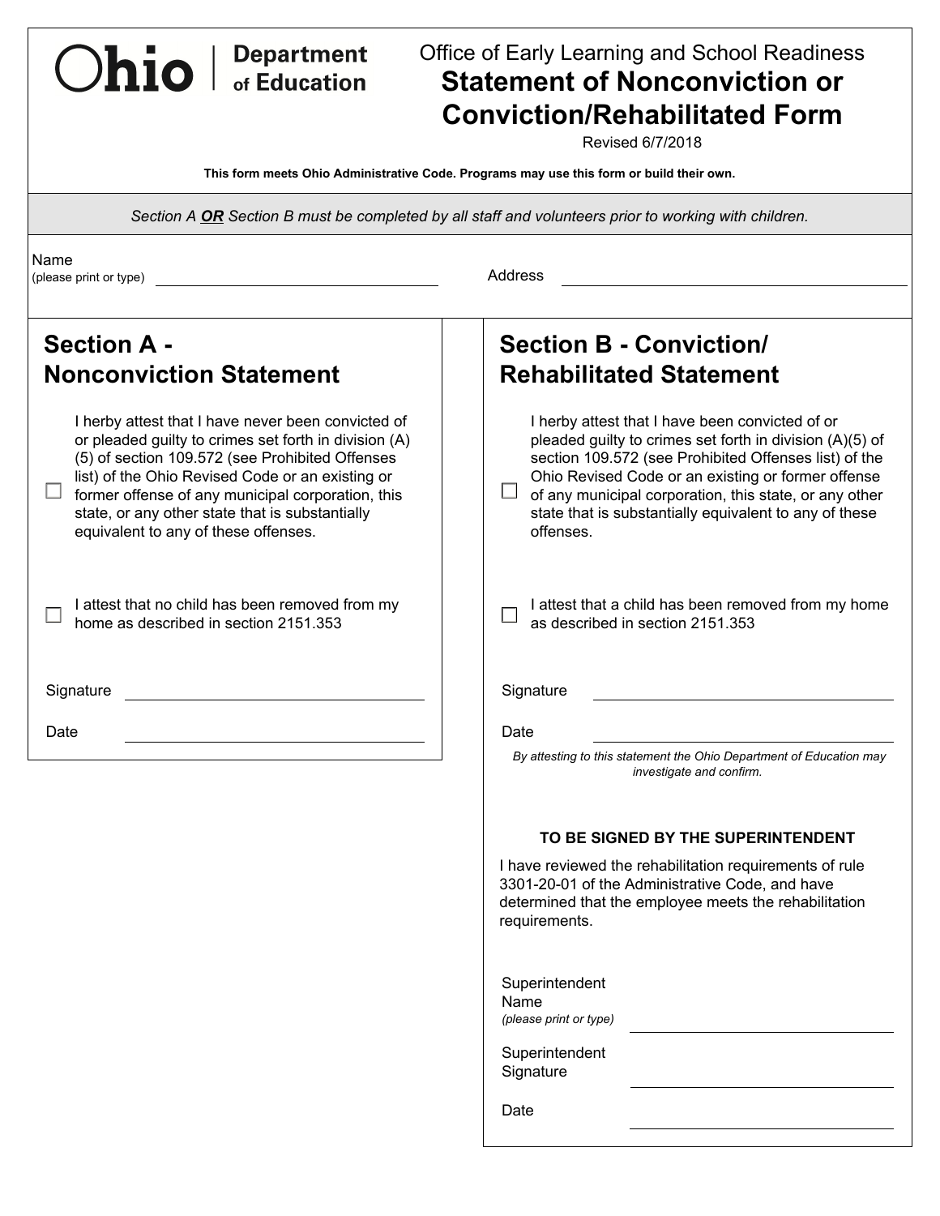Ohio | Department of Education

Office of Early Learning and School Readiness

# Statement of Nonconviction or Conviction/Rehabilitated Form

Revised 6/7/2018

**This form meets Ohio Administrative Code. Programs may use this form or build their own.**

*Section A **OR** Section B must be completed by all staff and volunteers prior to working with children.*

Name (please print or type) ______________________  Address ______________________

## Section A - Nonconviction Statement

☐ I herby attest that I have never been convicted of or pleaded guilty to crimes set forth in division (A)(5) of section 109.572 (see Prohibited Offenses list) of the Ohio Revised Code or an existing or former offense of any municipal corporation, this state, or any other state that is substantially equivalent to any of these offenses.

☐ I attest that no child has been removed from my home as described in section 2151.353

Signature ______________________

Date ______________________

## Section B - Conviction/ Rehabilitated Statement

☐ I herby attest that I have been convicted of or pleaded guilty to crimes set forth in division (A)(5) of section 109.572 (see Prohibited Offenses list) of the Ohio Revised Code or an existing or former offense of any municipal corporation, this state, or any other state that is substantially equivalent to any of these offenses.

☐ I attest that a child has been removed from my home as described in section 2151.353

Signature ______________________

Date ______________________

*By attesting to this statement the Ohio Department of Education may investigate and confirm.*

**TO BE SIGNED BY THE SUPERINTENDENT**

I have reviewed the rehabilitation requirements of rule 3301-20-01 of the Administrative Code, and have determined that the employee meets the rehabilitation requirements.

Superintendent Name *(please print or type)* ______________________

Superintendent Signature ______________________

Date ______________________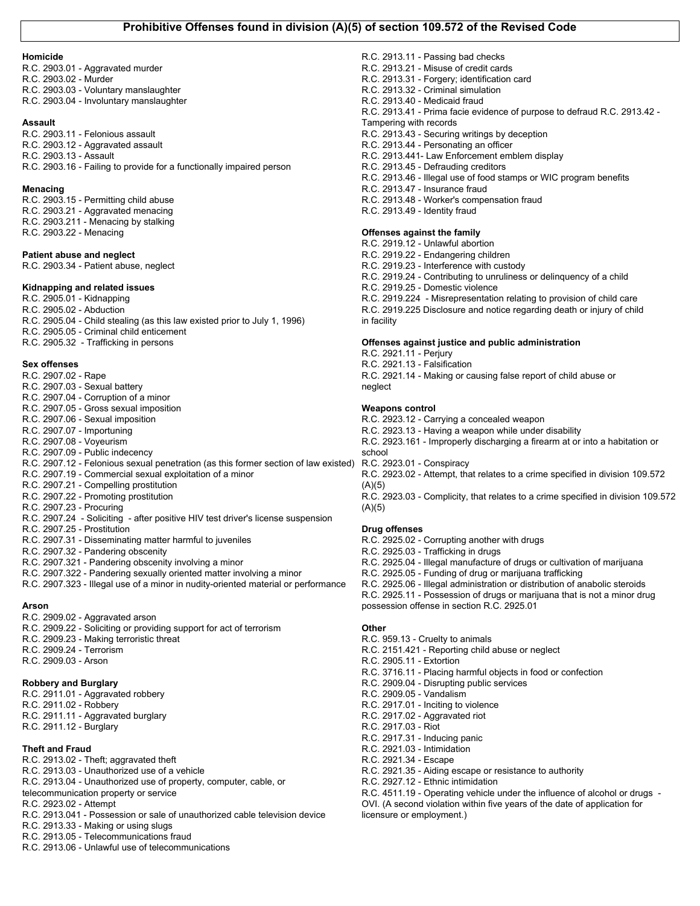# Prohibitive Offenses found in division (A)(5) of section 109.572 of the Revised Code

**Homicide**

R.C. 2903.01 - Aggravated murder
R.C. 2903.02 - Murder
R.C. 2903.03 - Voluntary manslaughter
R.C. 2903.04 - Involuntary manslaughter

**Assault**

R.C. 2903.11 - Felonious assault
R.C. 2903.12 - Aggravated assault
R.C. 2903.13 - Assault
R.C. 2903.16 - Failing to provide for a functionally impaired person

**Menacing**

R.C. 2903.15 - Permitting child abuse
R.C. 2903.21 - Aggravated menacing
R.C. 2903.211 - Menacing by stalking
R.C. 2903.22 - Menacing

**Patient abuse and neglect**

R.C. 2903.34 - Patient abuse, neglect

**Kidnapping and related issues**

R.C. 2905.01 - Kidnapping
R.C. 2905.02 - Abduction
R.C. 2905.04 - Child stealing (as this law existed prior to July 1, 1996)
R.C. 2905.05 - Criminal child enticement
R.C. 2905.32 - Trafficking in persons

**Sex offenses**

R.C. 2907.02 - Rape
R.C. 2907.03 - Sexual battery
R.C. 2907.04 - Corruption of a minor
R.C. 2907.05 - Gross sexual imposition
R.C. 2907.06 - Sexual imposition
R.C. 2907.07 - Importuning
R.C. 2907.08 - Voyeurism
R.C. 2907.09 - Public indecency
R.C. 2907.12 - Felonious sexual penetration (as this former section of law existed)
R.C. 2907.19 - Commercial sexual exploitation of a minor
R.C. 2907.21 - Compelling prostitution
R.C. 2907.22 - Promoting prostitution
R.C. 2907.23 - Procuring
R.C. 2907.24 - Soliciting - after positive HIV test driver's license suspension
R.C. 2907.25 - Prostitution
R.C. 2907.31 - Disseminating matter harmful to juveniles
R.C. 2907.32 - Pandering obscenity
R.C. 2907.321 - Pandering obscenity involving a minor
R.C. 2907.322 - Pandering sexually oriented matter involving a minor
R.C. 2907.323 - Illegal use of a minor in nudity-oriented material or performance

**Arson**

R.C. 2909.02 - Aggravated arson
R.C. 2909.22 - Soliciting or providing support for act of terrorism
R.C. 2909.23 - Making terroristic threat
R.C. 2909.24 - Terrorism
R.C. 2909.03 - Arson

**Robbery and Burglary**

R.C. 2911.01 - Aggravated robbery
R.C. 2911.02 - Robbery
R.C. 2911.11 - Aggravated burglary
R.C. 2911.12 - Burglary

**Theft and Fraud**

R.C. 2913.02 - Theft; aggravated theft
R.C. 2913.03 - Unauthorized use of a vehicle
R.C. 2913.04 - Unauthorized use of property, computer, cable, or telecommunication property or service
R.C. 2923.02 - Attempt
R.C. 2913.041 - Possession or sale of unauthorized cable television device
R.C. 2913.33 - Making or using slugs
R.C. 2913.05 - Telecommunications fraud
R.C. 2913.06 - Unlawful use of telecommunications
R.C. 2913.11 - Passing bad checks
R.C. 2913.21 - Misuse of credit cards
R.C. 2913.31 - Forgery; identification card
R.C. 2913.32 - Criminal simulation
R.C. 2913.40 - Medicaid fraud
R.C. 2913.41 - Prima facie evidence of purpose to defraud R.C. 2913.42 - Tampering with records
R.C. 2913.43 - Securing writings by deception
R.C. 2913.44 - Personating an officer
R.C. 2913.441- Law Enforcement emblem display
R.C. 2913.45 - Defrauding creditors
R.C. 2913.46 - Illegal use of food stamps or WIC program benefits
R.C. 2913.47 - Insurance fraud
R.C. 2913.48 - Worker's compensation fraud
R.C. 2913.49 - Identity fraud

**Offenses against the family**

R.C. 2919.12 - Unlawful abortion
R.C. 2919.22 - Endangering children
R.C. 2919.23 - Interference with custody
R.C. 2919.24 - Contributing to unruliness or delinquency of a child
R.C. 2919.25 - Domestic violence
R.C. 2919.224 - Misrepresentation relating to provision of child care
R.C. 2919.225 Disclosure and notice regarding death or injury of child in facility

**Offenses against justice and public administration**

R.C. 2921.11 - Perjury
R.C. 2921.13 - Falsification
R.C. 2921.14 - Making or causing false report of child abuse or neglect

**Weapons control**

R.C. 2923.12 - Carrying a concealed weapon
R.C. 2923.13 - Having a weapon while under disability
R.C. 2923.161 - Improperly discharging a firearm at or into a habitation or school
R.C. 2923.01 - Conspiracy
R.C. 2923.02 - Attempt, that relates to a crime specified in division 109.572 (A)(5)
R.C. 2923.03 - Complicity, that relates to a crime specified in division 109.572 (A)(5)

**Drug offenses**

R.C. 2925.02 - Corrupting another with drugs
R.C. 2925.03 - Trafficking in drugs
R.C. 2925.04 - Illegal manufacture of drugs or cultivation of marijuana
R.C. 2925.05 - Funding of drug or marijuana trafficking
R.C. 2925.06 - Illegal administration or distribution of anabolic steroids
R.C. 2925.11 - Possession of drugs or marijuana that is not a minor drug possession offense in section R.C. 2925.01

**Other**

R.C. 959.13 - Cruelty to animals
R.C. 2151.421 - Reporting child abuse or neglect
R.C. 2905.11 - Extortion
R.C. 3716.11 - Placing harmful objects in food or confection
R.C. 2909.04 - Disrupting public services
R.C. 2909.05 - Vandalism
R.C. 2917.01 - Inciting to violence
R.C. 2917.02 - Aggravated riot
R.C. 2917.03 - Riot
R.C. 2917.31 - Inducing panic
R.C. 2921.03 - Intimidation
R.C. 2921.34 - Escape
R.C. 2921.35 - Aiding escape or resistance to authority
R.C. 2927.12 - Ethnic intimidation
R.C. 4511.19 - Operating vehicle under the influence of alcohol or drugs - OVI. (A second violation within five years of the date of application for licensure or employment.)